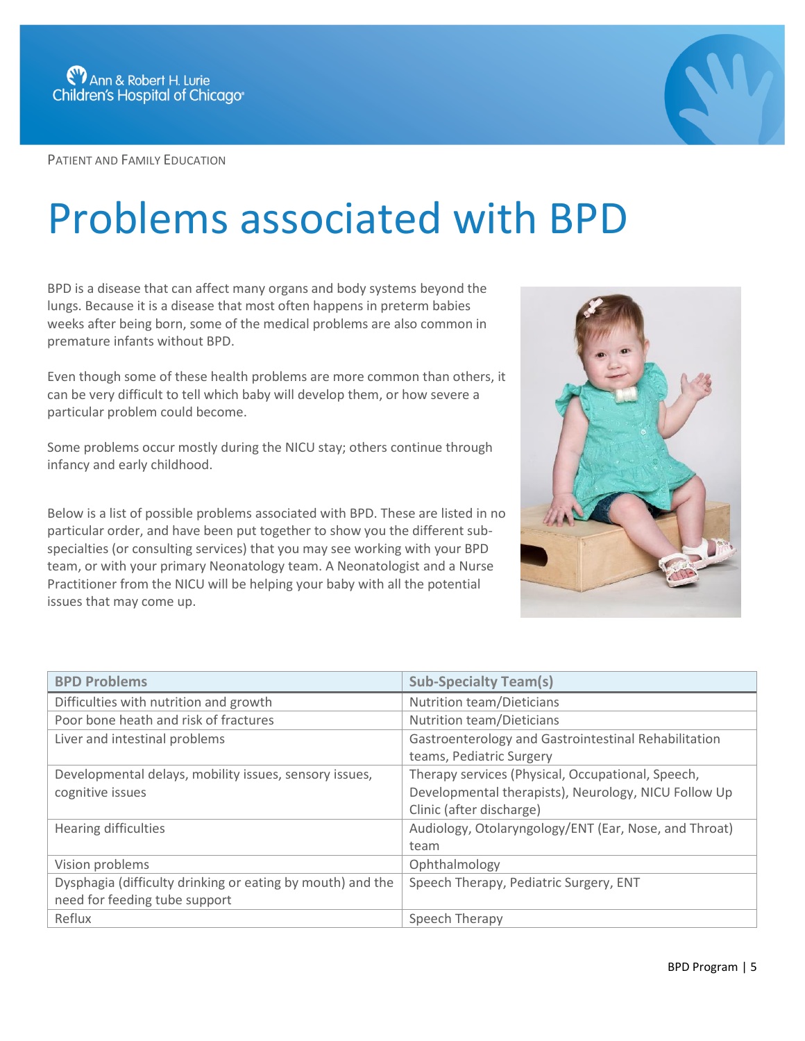PATIENT AND FAMILY EDUCATION

# Problems associated with BPD

BPD is a disease that can affect many organs and body systems beyond the lungs. Because it is a disease that most often happens in preterm babies weeks after being born, some of the medical problems are also common in premature infants without BPD.

Even though some of these health problems are more common than others, it can be very difficult to tell which baby will develop them, or how severe a particular problem could become.

Some problems occur mostly during the NICU stay; others continue through infancy and early childhood.

Below is a list of possible problems associated with BPD. These are listed in no particular order, and have been put together to show you the different sub-specialties (or consulting services) that you may see working with your BPD team, or with your primary Neonatology team. A Neonatologist and a Nurse Practitioner from the NICU will be helping your baby with all the potential issues that may come up.

| BPD Problems | Sub-Specialty Team(s) |
| --- | --- |
| Difficulties with nutrition and growth | Nutrition team/Dieticians |
| Poor bone heath and risk of fractures | Nutrition team/Dieticians |
| Liver and intestinal problems | Gastroenterology and Gastrointestinal Rehabilitation teams, Pediatric Surgery |
| Developmental delays, mobility issues, sensory issues, cognitive issues | Therapy services (Physical, Occupational, Speech, Developmental therapists), Neurology, NICU Follow Up Clinic (after discharge) |
| Hearing difficulties | Audiology, Otolaryngology/ENT (Ear, Nose, and Throat) team |
| Vision problems | Ophthalmology |
| Dysphagia (difficulty drinking or eating by mouth) and the need for feeding tube support | Speech Therapy, Pediatric Surgery, ENT |
| Reflux | Speech Therapy |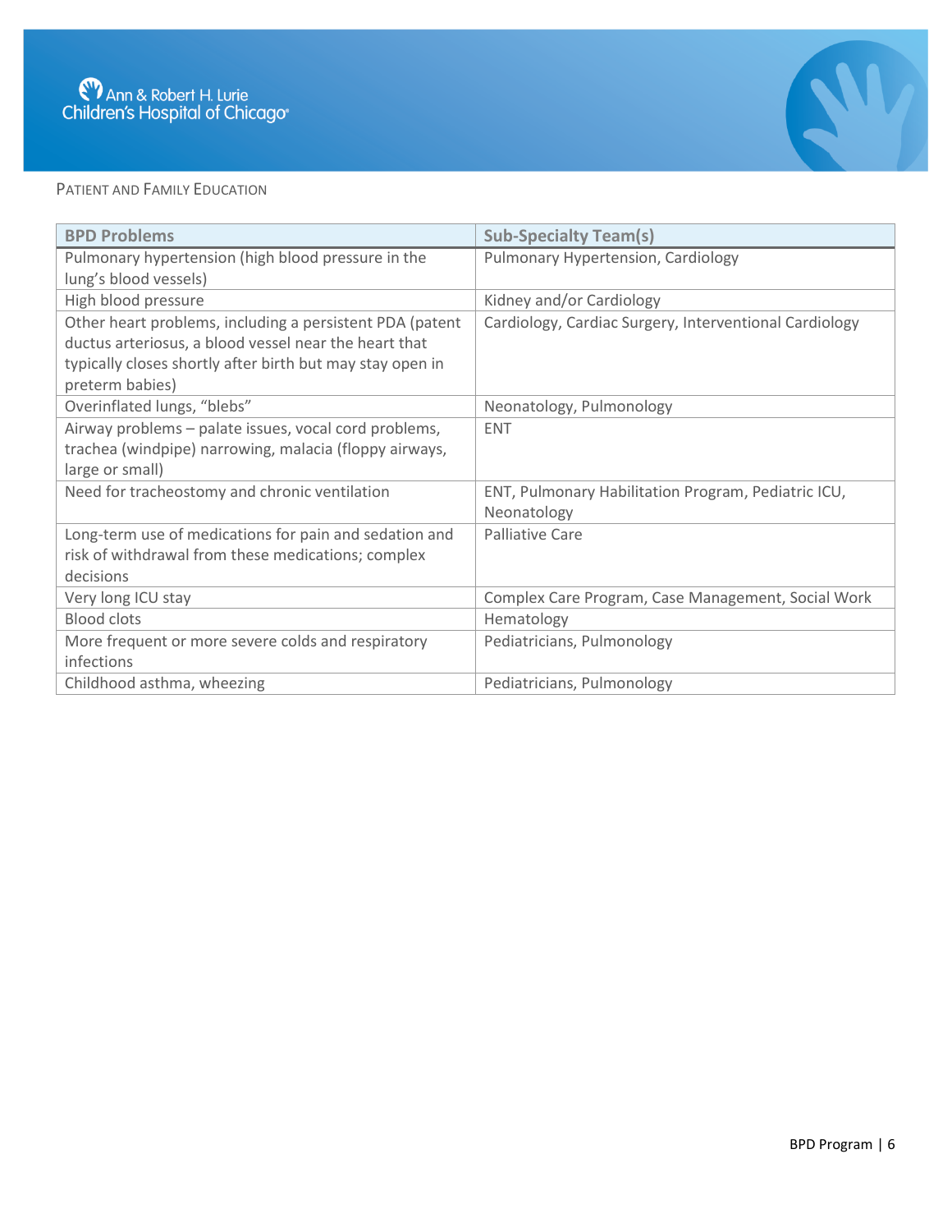Patient and Family Education

| BPD Problems | Sub-Specialty Team(s) |
| --- | --- |
| Pulmonary hypertension (high blood pressure in the lung's blood vessels) | Pulmonary Hypertension, Cardiology |
| High blood pressure | Kidney and/or Cardiology |
| Other heart problems, including a persistent PDA (patent ductus arteriosus, a blood vessel near the heart that typically closes shortly after birth but may stay open in preterm babies) | Cardiology, Cardiac Surgery, Interventional Cardiology |
| Overinflated lungs, "blebs" | Neonatology, Pulmonology |
| Airway problems – palate issues, vocal cord problems, trachea (windpipe) narrowing, malacia (floppy airways, large or small) | ENT |
| Need for tracheostomy and chronic ventilation | ENT, Pulmonary Habilitation Program, Pediatric ICU, Neonatology |
| Long-term use of medications for pain and sedation and risk of withdrawal from these medications; complex decisions | Palliative Care |
| Very long ICU stay | Complex Care Program, Case Management, Social Work |
| Blood clots | Hematology |
| More frequent or more severe colds and respiratory infections | Pediatricians, Pulmonology |
| Childhood asthma, wheezing | Pediatricians, Pulmonology |